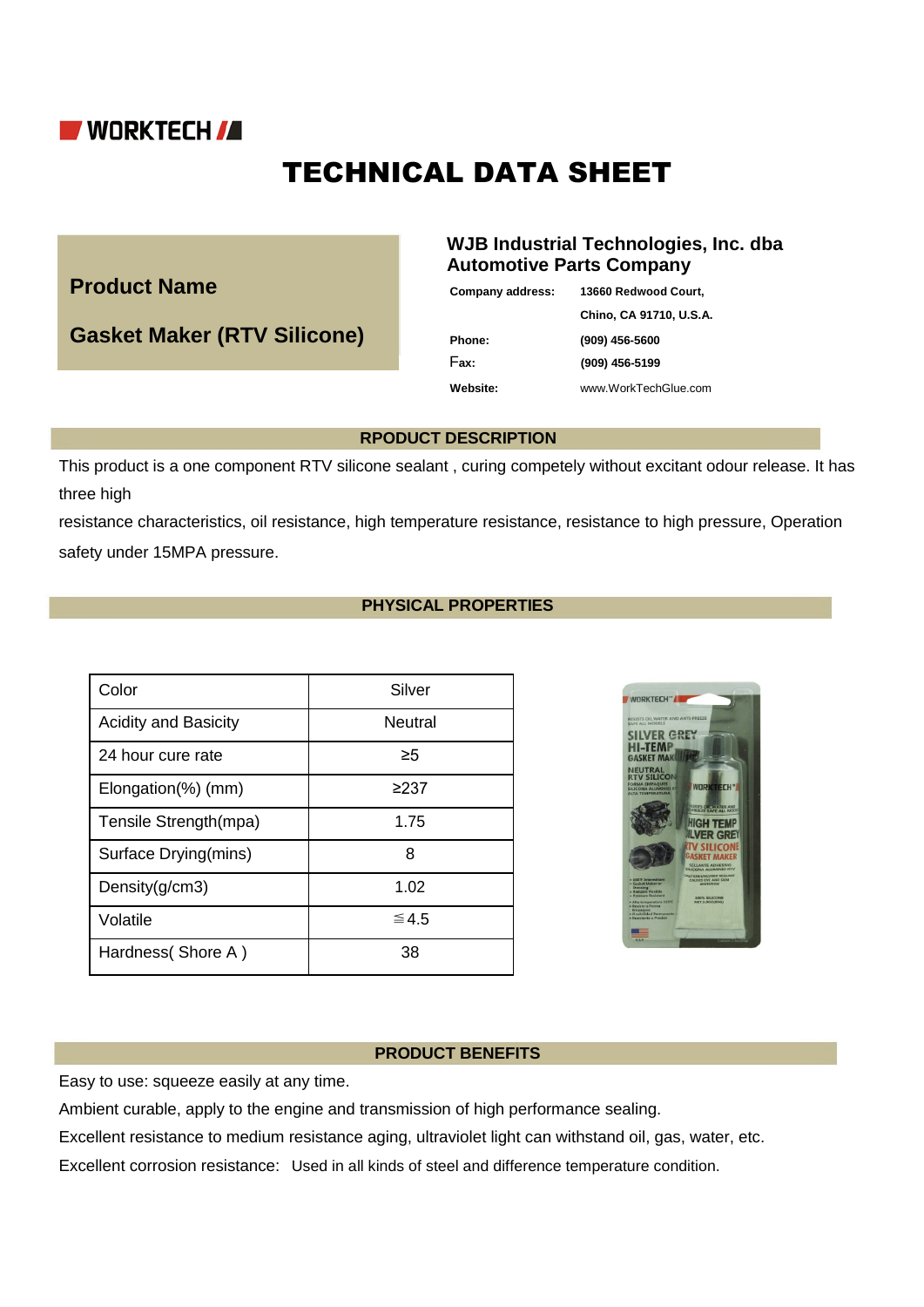WORKTECH

# TECHNICAL DATA SHEET

## Product Name

## Gasket Maker (RTV Silicone)

**WJB Industrial Technologies, Inc. dba Automotive Parts Company**

| | |
|---|---|
| **Company address:** | **13660 Redwood Court,** |
| | **Chino, CA 91710, U.S.A.** |
| **Phone:** | **(909) 456-5600** |
| **Fax:** | **(909) 456-5199** |
| **Website:** | www.WorkTechGlue.com |

## RPODUCT DESCRIPTION

This product is a one component RTV silicone sealant , curing competely without excitant odour release. It has three high

resistance characteristics, oil resistance, high temperature resistance, resistance to high pressure, Operation safety under 15MPA pressure.

## PHYSICAL PROPERTIES

| Property | Value |
|---|---|
| Color | Silver |
| Acidity and Basicity | Neutral |
| 24 hour cure rate | ≥5 |
| Elongation(%) (mm) | ≥237 |
| Tensile Strength(mpa) | 1.75 |
| Surface Drying(mins) | 8 |
| Density(g/cm3) | 1.02 |
| Volatile | ≦4.5 |
| Hardness( Shore A ) | 38 |

## PRODUCT BENEFITS

Easy to use: squeeze easily at any time.

Ambient curable, apply to the engine and transmission of high performance sealing.

Excellent resistance to medium resistance aging, ultraviolet light can withstand oil, gas, water, etc.

Excellent corrosion resistance: Used in all kinds of steel and difference temperature condition.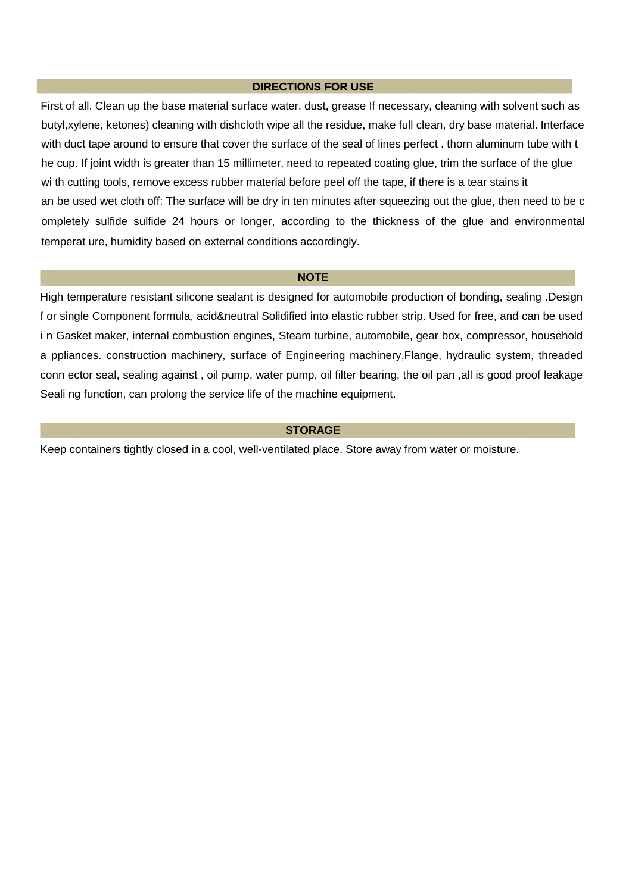## DIRECTIONS FOR USE

First of all. Clean up the base material surface water, dust, grease If necessary, cleaning with solvent such as butyl,xylene, ketones) cleaning with dishcloth wipe all the residue, make full clean, dry base material. Interface with duct tape around to ensure that cover the surface of the seal of lines perfect . thorn aluminum tube with t he cup. If joint width is greater than 15 millimeter, need to repeated coating glue, trim the surface of the glue wi th cutting tools, remove excess rubber material before peel off the tape, if there is a tear stains it an be used wet cloth off: The surface will be dry in ten minutes after squeezing out the glue, then need to be c ompletely sulfide sulfide 24 hours or longer, according to the thickness of the glue and environmental temperat ure, humidity based on external conditions accordingly.

## NOTE

High temperature resistant silicone sealant is designed for automobile production of bonding, sealing .Design f or single Component formula, acid&neutral Solidified into elastic rubber strip. Used for free, and can be used i n Gasket maker, internal combustion engines, Steam turbine, automobile, gear box, compressor, household a ppliances. construction machinery, surface of Engineering machinery,Flange, hydraulic system, threaded conn ector seal, sealing against , oil pump, water pump, oil filter bearing, the oil pan ,all is good proof leakage Seali ng function, can prolong the service life of the machine equipment.

## STORAGE

Keep containers tightly closed in a cool, well-ventilated place. Store away from water or moisture.